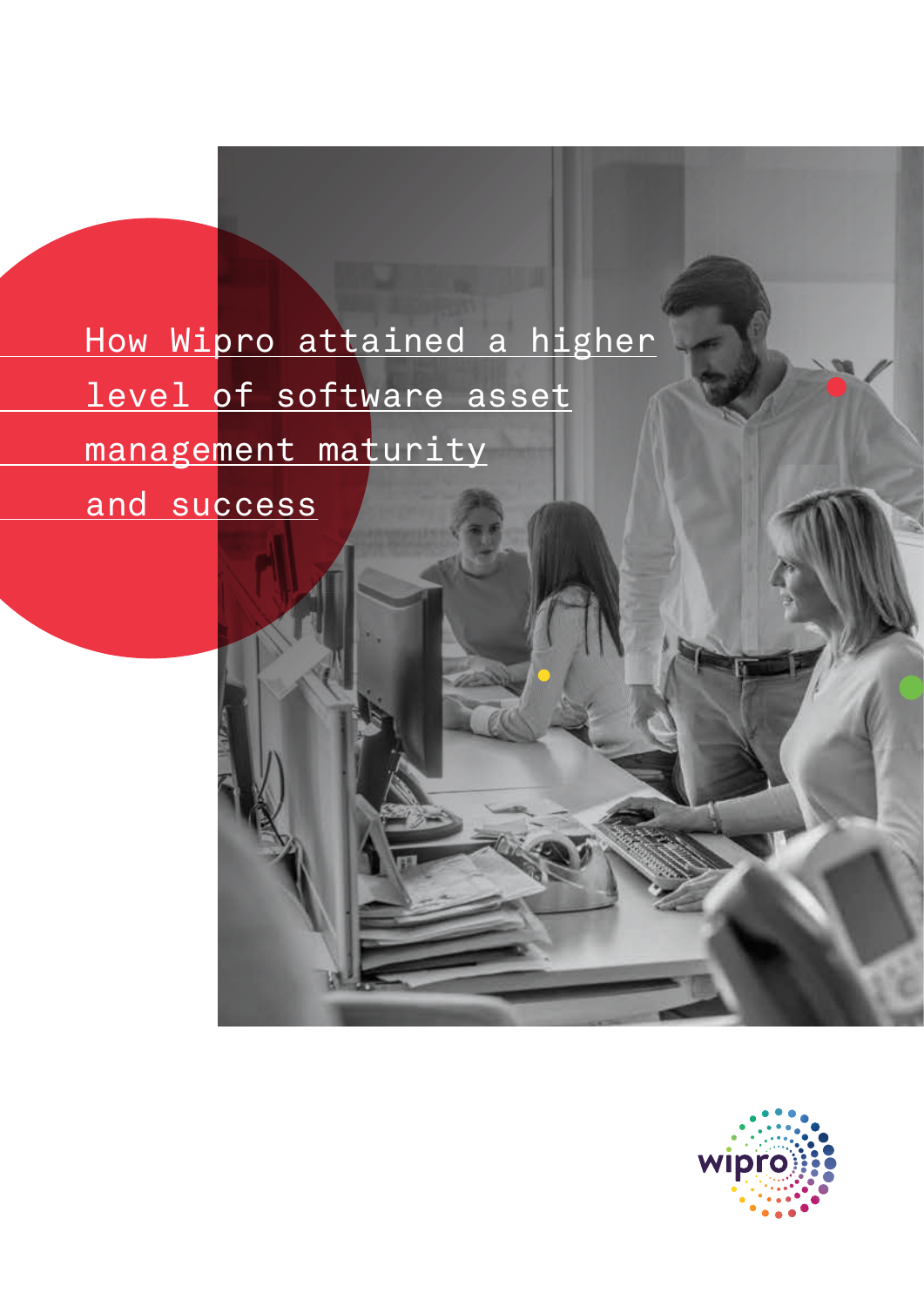# How Wipro attained a higher level of software asset management maturity and success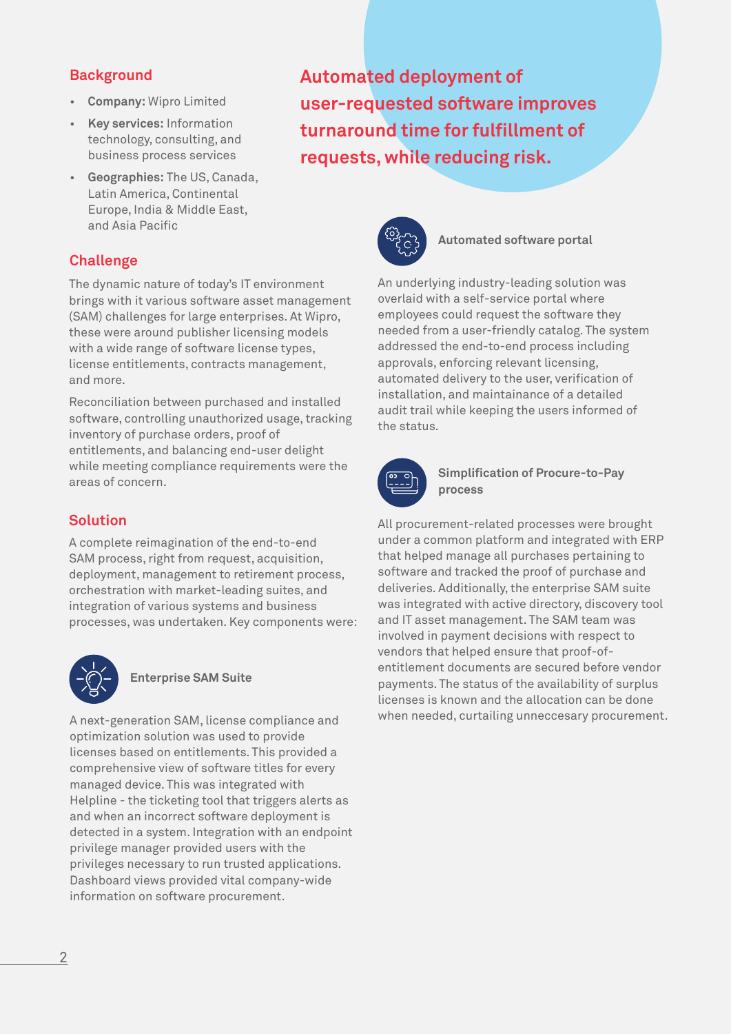## Background

- **Company:** Wipro Limited
- **Key services:** Information technology, consulting, and business process services
- **Geographies:** The US, Canada, Latin America, Continental Europe, India & Middle East, and Asia Pacific

## Automated deployment of user-requested software improves turnaround time for fulfillment of requests, while reducing risk.

## Challenge

The dynamic nature of today's IT environment brings with it various software asset management (SAM) challenges for large enterprises. At Wipro, these were around publisher licensing models with a wide range of software license types, license entitlements, contracts management, and more.

Reconciliation between purchased and installed software, controlling unauthorized usage, tracking inventory of purchase orders, proof of entitlements, and balancing end-user delight while meeting compliance requirements were the areas of concern.

## Solution

A complete reimagination of the end-to-end SAM process, right from request, acquisition, deployment, management to retirement process, orchestration with market-leading suites, and integration of various systems and business processes, was undertaken. Key components were:

### Enterprise SAM Suite

A next-generation SAM, license compliance and optimization solution was used to provide licenses based on entitlements. This provided a comprehensive view of software titles for every managed device. This was integrated with Helpline - the ticketing tool that triggers alerts as and when an incorrect software deployment is detected in a system. Integration with an endpoint privilege manager provided users with the privileges necessary to run trusted applications. Dashboard views provided vital company-wide information on software procurement.

### Automated software portal

An underlying industry-leading solution was overlaid with a self-service portal where employees could request the software they needed from a user-friendly catalog. The system addressed the end-to-end process including approvals, enforcing relevant licensing, automated delivery to the user, verification of installation, and maintainance of a detailed audit trail while keeping the users informed of the status.

### Simplification of Procure-to-Pay process

All procurement-related processes were brought under a common platform and integrated with ERP that helped manage all purchases pertaining to software and tracked the proof of purchase and deliveries. Additionally, the enterprise SAM suite was integrated with active directory, discovery tool and IT asset management. The SAM team was involved in payment decisions with respect to vendors that helped ensure that proof-of-entitlement documents are secured before vendor payments. The status of the availability of surplus licenses is known and the allocation can be done when needed, curtailing unneccesary procurement.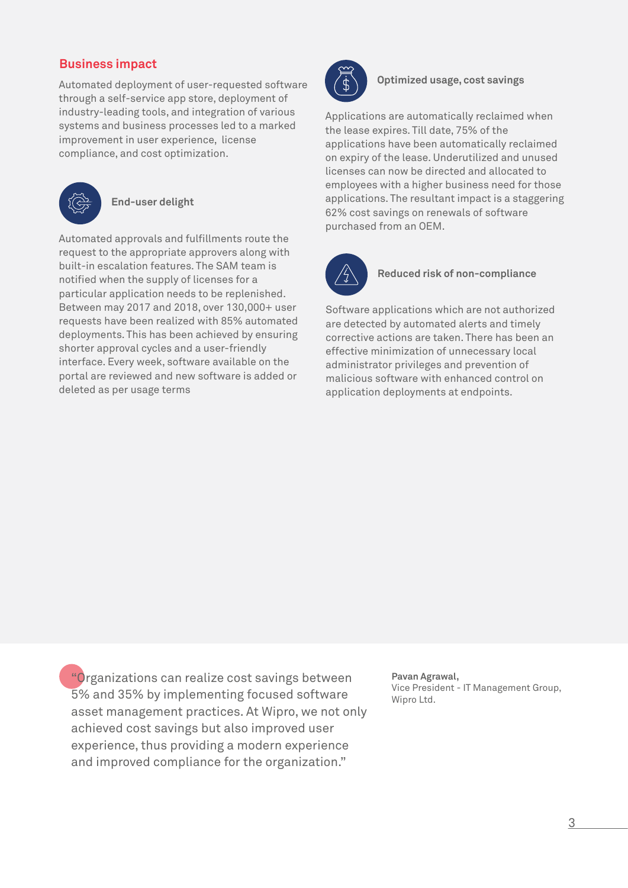## Business impact

Automated deployment of user-requested software through a self-service app store, deployment of industry-leading tools, and integration of various systems and business processes led to a marked improvement in user experience, license compliance, and cost optimization.

### End-user delight

Automated approvals and fulfillments route the request to the appropriate approvers along with built-in escalation features. The SAM team is notified when the supply of licenses for a particular application needs to be replenished. Between may 2017 and 2018, over 130,000+ user requests have been realized with 85% automated deployments. This has been achieved by ensuring shorter approval cycles and a user-friendly interface. Every week, software available on the portal are reviewed and new software is added or deleted as per usage terms

### Optimized usage, cost savings

Applications are automatically reclaimed when the lease expires. Till date, 75% of the applications have been automatically reclaimed on expiry of the lease. Underutilized and unused licenses can now be directed and allocated to employees with a higher business need for those applications. The resultant impact is a staggering 62% cost savings on renewals of software purchased from an OEM.

### Reduced risk of non-compliance

Software applications which are not authorized are detected by automated alerts and timely corrective actions are taken. There has been an effective minimization of unnecessary local administrator privileges and prevention of malicious software with enhanced control on application deployments at endpoints.

"Organizations can realize cost savings between 5% and 35% by implementing focused software asset management practices. At Wipro, we not only achieved cost savings but also improved user experience, thus providing a modern experience and improved compliance for the organization."

**Pavan Agrawal,**
Vice President - IT Management Group,
Wipro Ltd.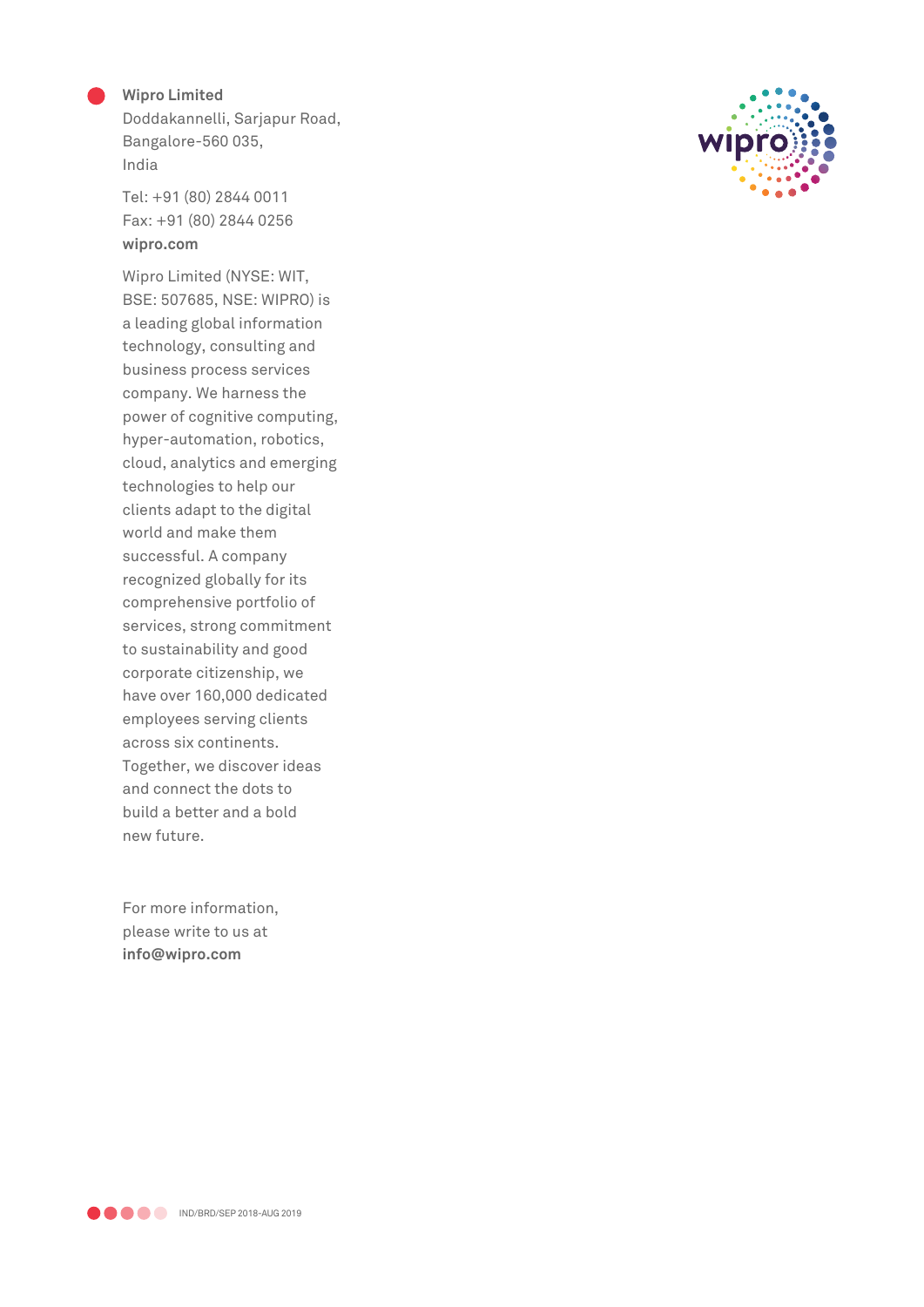**Wipro Limited**
Doddakannelli, Sarjapur Road,
Bangalore-560 035,
India

Tel: +91 (80) 2844 0011
Fax: +91 (80) 2844 0256
**wipro.com**

Wipro Limited (NYSE: WIT, BSE: 507685, NSE: WIPRO) is a leading global information technology, consulting and business process services company. We harness the power of cognitive computing, hyper-automation, robotics, cloud, analytics and emerging technologies to help our clients adapt to the digital world and make them successful. A company recognized globally for its comprehensive portfolio of services, strong commitment to sustainability and good corporate citizenship, we have over 160,000 dedicated employees serving clients across six continents. Together, we discover ideas and connect the dots to build a better and a bold new future.

For more information, please write to us at **info@wipro.com**

IND/BRD/SEP 2018-AUG 2019